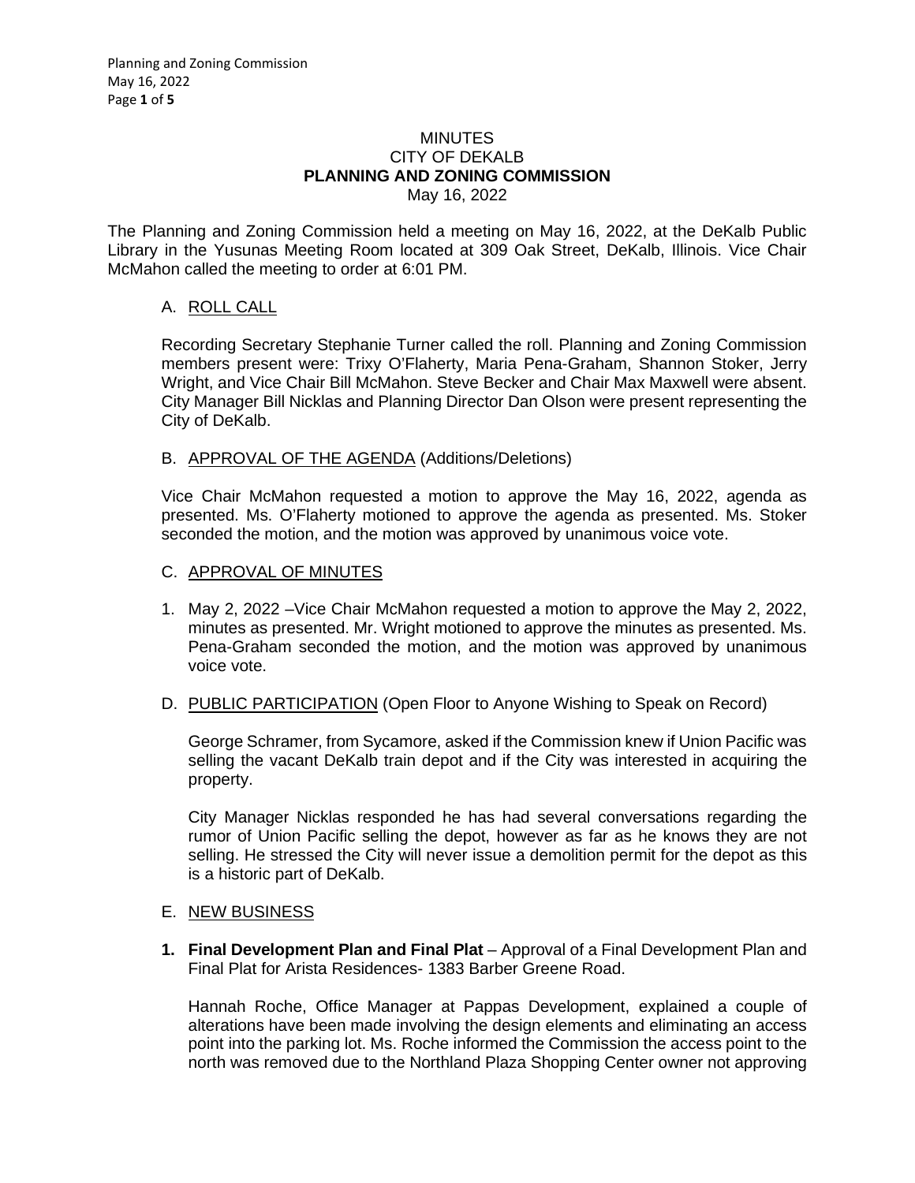# MINUTES
# CITY OF DEKALB
# PLANNING AND ZONING COMMISSION
May 16, 2022

The Planning and Zoning Commission held a meeting on May 16, 2022, at the DeKalb Public Library in the Yusunas Meeting Room located at 309 Oak Street, DeKalb, Illinois. Vice Chair McMahon called the meeting to order at 6:01 PM.

A. ROLL CALL

Recording Secretary Stephanie Turner called the roll. Planning and Zoning Commission members present were: Trixy O'Flaherty, Maria Pena-Graham, Shannon Stoker, Jerry Wright, and Vice Chair Bill McMahon. Steve Becker and Chair Max Maxwell were absent. City Manager Bill Nicklas and Planning Director Dan Olson were present representing the City of DeKalb.

B. APPROVAL OF THE AGENDA (Additions/Deletions)

Vice Chair McMahon requested a motion to approve the May 16, 2022, agenda as presented. Ms. O'Flaherty motioned to approve the agenda as presented. Ms. Stoker seconded the motion, and the motion was approved by unanimous voice vote.

C. APPROVAL OF MINUTES

1. May 2, 2022 –Vice Chair McMahon requested a motion to approve the May 2, 2022, minutes as presented. Mr. Wright motioned to approve the minutes as presented. Ms. Pena-Graham seconded the motion, and the motion was approved by unanimous voice vote.

D. PUBLIC PARTICIPATION (Open Floor to Anyone Wishing to Speak on Record)

George Schramer, from Sycamore, asked if the Commission knew if Union Pacific was selling the vacant DeKalb train depot and if the City was interested in acquiring the property.

City Manager Nicklas responded he has had several conversations regarding the rumor of Union Pacific selling the depot, however as far as he knows they are not selling. He stressed the City will never issue a demolition permit for the depot as this is a historic part of DeKalb.

E. NEW BUSINESS

**1. Final Development Plan and Final Plat** – Approval of a Final Development Plan and Final Plat for Arista Residences- 1383 Barber Greene Road.

Hannah Roche, Office Manager at Pappas Development, explained a couple of alterations have been made involving the design elements and eliminating an access point into the parking lot. Ms. Roche informed the Commission the access point to the north was removed due to the Northland Plaza Shopping Center owner not approving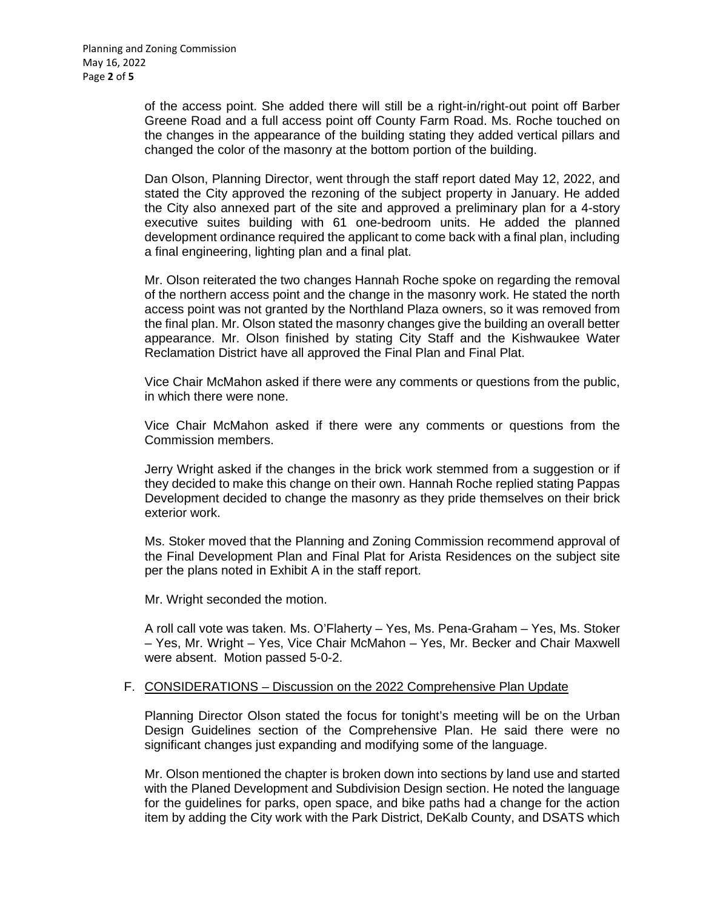of the access point. She added there will still be a right-in/right-out point off Barber Greene Road and a full access point off County Farm Road. Ms. Roche touched on the changes in the appearance of the building stating they added vertical pillars and changed the color of the masonry at the bottom portion of the building.

Dan Olson, Planning Director, went through the staff report dated May 12, 2022, and stated the City approved the rezoning of the subject property in January. He added the City also annexed part of the site and approved a preliminary plan for a 4-story executive suites building with 61 one-bedroom units. He added the planned development ordinance required the applicant to come back with a final plan, including a final engineering, lighting plan and a final plat.

Mr. Olson reiterated the two changes Hannah Roche spoke on regarding the removal of the northern access point and the change in the masonry work. He stated the north access point was not granted by the Northland Plaza owners, so it was removed from the final plan. Mr. Olson stated the masonry changes give the building an overall better appearance. Mr. Olson finished by stating City Staff and the Kishwaukee Water Reclamation District have all approved the Final Plan and Final Plat.

Vice Chair McMahon asked if there were any comments or questions from the public, in which there were none.

Vice Chair McMahon asked if there were any comments or questions from the Commission members.

Jerry Wright asked if the changes in the brick work stemmed from a suggestion or if they decided to make this change on their own. Hannah Roche replied stating Pappas Development decided to change the masonry as they pride themselves on their brick exterior work.

Ms. Stoker moved that the Planning and Zoning Commission recommend approval of the Final Development Plan and Final Plat for Arista Residences on the subject site per the plans noted in Exhibit A in the staff report.

Mr. Wright seconded the motion.

A roll call vote was taken. Ms. O'Flaherty – Yes, Ms. Pena-Graham – Yes, Ms. Stoker – Yes, Mr. Wright – Yes, Vice Chair McMahon – Yes, Mr. Becker and Chair Maxwell were absent. Motion passed 5-0-2.

F. CONSIDERATIONS – Discussion on the 2022 Comprehensive Plan Update

Planning Director Olson stated the focus for tonight's meeting will be on the Urban Design Guidelines section of the Comprehensive Plan. He said there were no significant changes just expanding and modifying some of the language.

Mr. Olson mentioned the chapter is broken down into sections by land use and started with the Planed Development and Subdivision Design section. He noted the language for the guidelines for parks, open space, and bike paths had a change for the action item by adding the City work with the Park District, DeKalb County, and DSATS which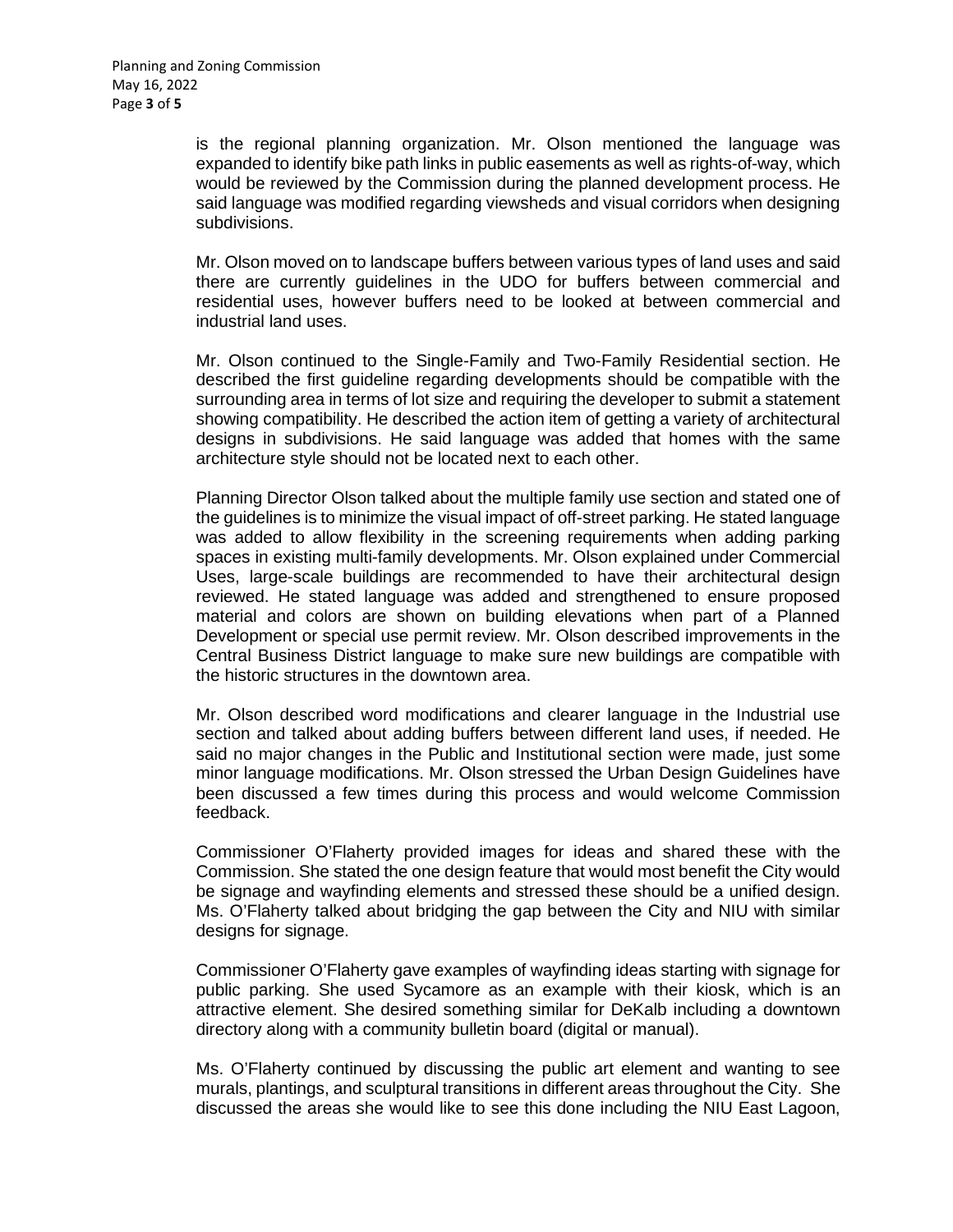is the regional planning organization. Mr. Olson mentioned the language was expanded to identify bike path links in public easements as well as rights-of-way, which would be reviewed by the Commission during the planned development process. He said language was modified regarding viewsheds and visual corridors when designing subdivisions.

Mr. Olson moved on to landscape buffers between various types of land uses and said there are currently guidelines in the UDO for buffers between commercial and residential uses, however buffers need to be looked at between commercial and industrial land uses.

Mr. Olson continued to the Single-Family and Two-Family Residential section. He described the first guideline regarding developments should be compatible with the surrounding area in terms of lot size and requiring the developer to submit a statement showing compatibility. He described the action item of getting a variety of architectural designs in subdivisions. He said language was added that homes with the same architecture style should not be located next to each other.

Planning Director Olson talked about the multiple family use section and stated one of the guidelines is to minimize the visual impact of off-street parking. He stated language was added to allow flexibility in the screening requirements when adding parking spaces in existing multi-family developments. Mr. Olson explained under Commercial Uses, large-scale buildings are recommended to have their architectural design reviewed. He stated language was added and strengthened to ensure proposed material and colors are shown on building elevations when part of a Planned Development or special use permit review. Mr. Olson described improvements in the Central Business District language to make sure new buildings are compatible with the historic structures in the downtown area.

Mr. Olson described word modifications and clearer language in the Industrial use section and talked about adding buffers between different land uses, if needed. He said no major changes in the Public and Institutional section were made, just some minor language modifications. Mr. Olson stressed the Urban Design Guidelines have been discussed a few times during this process and would welcome Commission feedback.

Commissioner O'Flaherty provided images for ideas and shared these with the Commission. She stated the one design feature that would most benefit the City would be signage and wayfinding elements and stressed these should be a unified design. Ms. O'Flaherty talked about bridging the gap between the City and NIU with similar designs for signage.

Commissioner O'Flaherty gave examples of wayfinding ideas starting with signage for public parking. She used Sycamore as an example with their kiosk, which is an attractive element. She desired something similar for DeKalb including a downtown directory along with a community bulletin board (digital or manual).

Ms. O'Flaherty continued by discussing the public art element and wanting to see murals, plantings, and sculptural transitions in different areas throughout the City. She discussed the areas she would like to see this done including the NIU East Lagoon,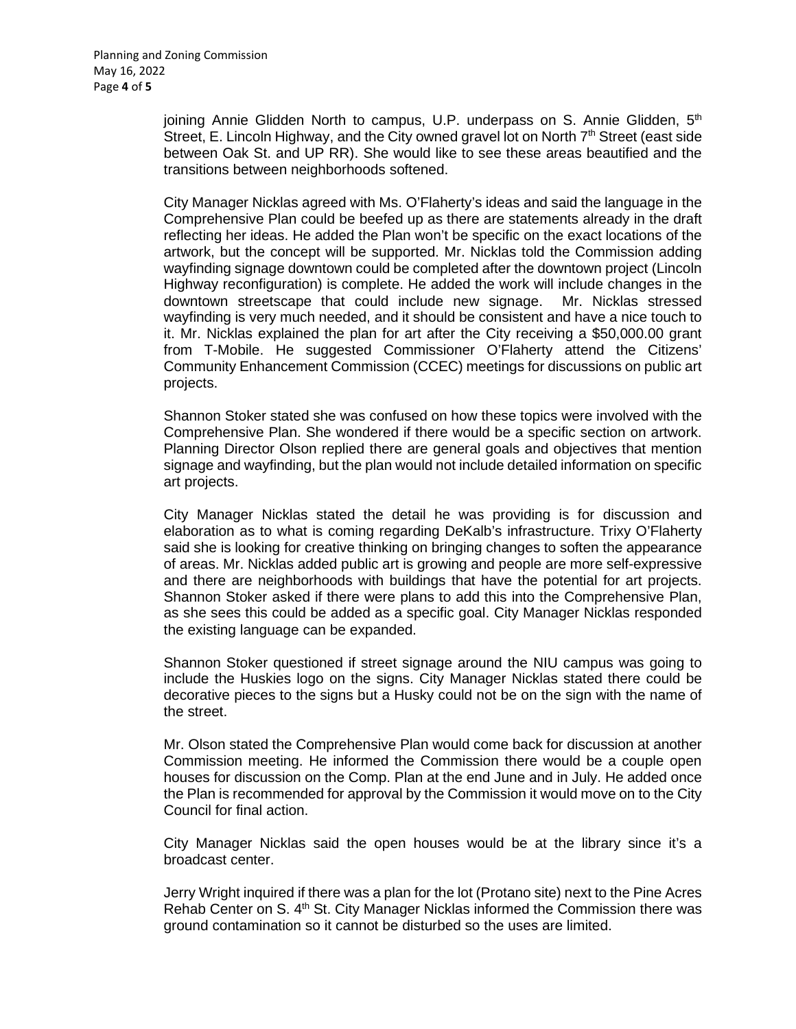joining Annie Glidden North to campus, U.P. underpass on S. Annie Glidden, 5th Street, E. Lincoln Highway, and the City owned gravel lot on North 7th Street (east side between Oak St. and UP RR). She would like to see these areas beautified and the transitions between neighborhoods softened.

City Manager Nicklas agreed with Ms. O'Flaherty's ideas and said the language in the Comprehensive Plan could be beefed up as there are statements already in the draft reflecting her ideas. He added the Plan won't be specific on the exact locations of the artwork, but the concept will be supported. Mr. Nicklas told the Commission adding wayfinding signage downtown could be completed after the downtown project (Lincoln Highway reconfiguration) is complete. He added the work will include changes in the downtown streetscape that could include new signage. Mr. Nicklas stressed wayfinding is very much needed, and it should be consistent and have a nice touch to it. Mr. Nicklas explained the plan for art after the City receiving a $50,000.00 grant from T-Mobile. He suggested Commissioner O'Flaherty attend the Citizens' Community Enhancement Commission (CCEC) meetings for discussions on public art projects.

Shannon Stoker stated she was confused on how these topics were involved with the Comprehensive Plan. She wondered if there would be a specific section on artwork. Planning Director Olson replied there are general goals and objectives that mention signage and wayfinding, but the plan would not include detailed information on specific art projects.

City Manager Nicklas stated the detail he was providing is for discussion and elaboration as to what is coming regarding DeKalb's infrastructure. Trixy O'Flaherty said she is looking for creative thinking on bringing changes to soften the appearance of areas. Mr. Nicklas added public art is growing and people are more self-expressive and there are neighborhoods with buildings that have the potential for art projects. Shannon Stoker asked if there were plans to add this into the Comprehensive Plan, as she sees this could be added as a specific goal. City Manager Nicklas responded the existing language can be expanded.

Shannon Stoker questioned if street signage around the NIU campus was going to include the Huskies logo on the signs. City Manager Nicklas stated there could be decorative pieces to the signs but a Husky could not be on the sign with the name of the street.

Mr. Olson stated the Comprehensive Plan would come back for discussion at another Commission meeting. He informed the Commission there would be a couple open houses for discussion on the Comp. Plan at the end June and in July. He added once the Plan is recommended for approval by the Commission it would move on to the City Council for final action.

City Manager Nicklas said the open houses would be at the library since it's a broadcast center.

Jerry Wright inquired if there was a plan for the lot (Protano site) next to the Pine Acres Rehab Center on S. 4th St. City Manager Nicklas informed the Commission there was ground contamination so it cannot be disturbed so the uses are limited.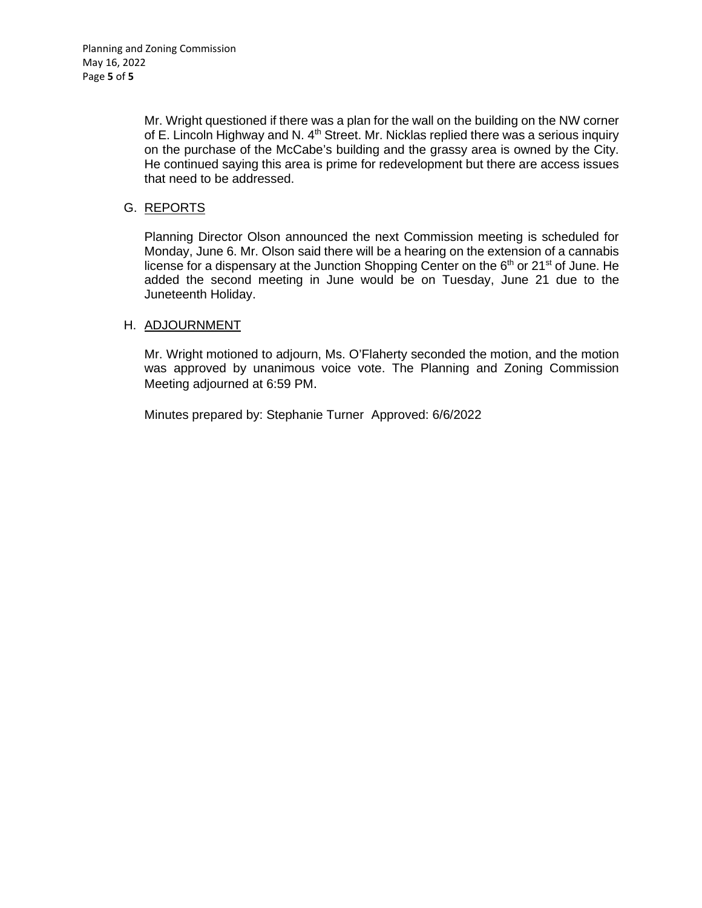Mr. Wright questioned if there was a plan for the wall on the building on the NW corner of E. Lincoln Highway and N. 4th Street. Mr. Nicklas replied there was a serious inquiry on the purchase of the McCabe's building and the grassy area is owned by the City. He continued saying this area is prime for redevelopment but there are access issues that need to be addressed.

## G. REPORTS

Planning Director Olson announced the next Commission meeting is scheduled for Monday, June 6. Mr. Olson said there will be a hearing on the extension of a cannabis license for a dispensary at the Junction Shopping Center on the 6th or 21st of June. He added the second meeting in June would be on Tuesday, June 21 due to the Juneteenth Holiday.

## H. ADJOURNMENT

Mr. Wright motioned to adjourn, Ms. O'Flaherty seconded the motion, and the motion was approved by unanimous voice vote. The Planning and Zoning Commission Meeting adjourned at 6:59 PM.

Minutes prepared by: Stephanie Turner Approved: 6/6/2022